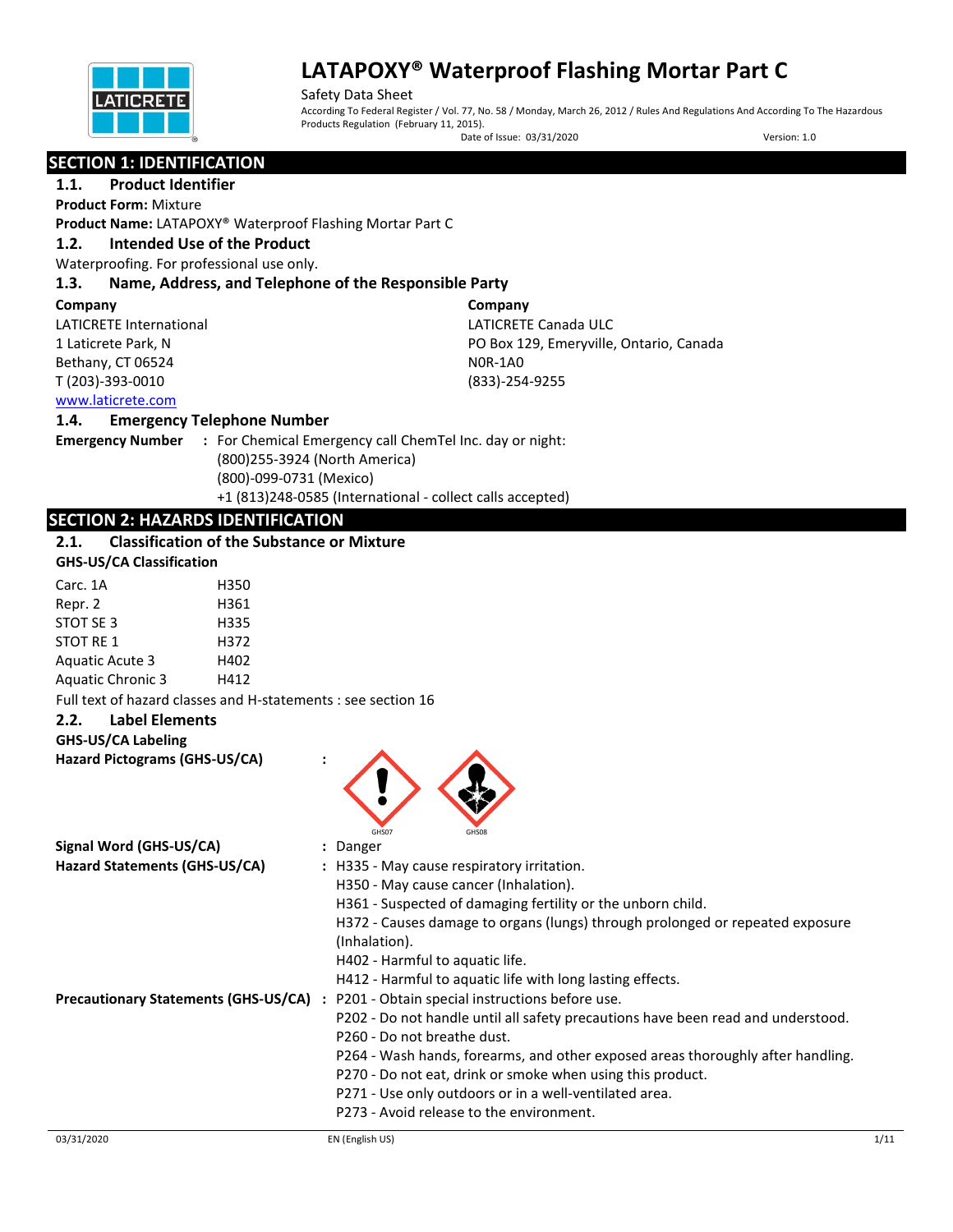# LATAPOXY® Waterproof Flashing Mortar Part C

Safety Data Sheet

According To Federal Register / Vol. 77, No. 58 / Monday, March 26, 2012 / Rules And Regulations And According To The Hazardous Products Regulation (February 11, 2015).

Date of Issue: 03/31/2020 Version: 1.0

## SECTION 1: IDENTIFICATION

### 1.1. Product Identifier

**Product Form:** Mixture

**Product Name:** LATAPOXY® Waterproof Flashing Mortar Part C

### 1.2. Intended Use of the Product

Waterproofing. For professional use only.

### 1.3. Name, Address, and Telephone of the Responsible Party

**Company**
LATICRETE International
1 Laticrete Park, N
Bethany, CT 06524
T (203)-393-0010
www.laticrete.com

**Company**
LATICRETE Canada ULC
PO Box 129, Emeryville, Ontario, Canada
N0R-1A0
(833)-254-9255

### 1.4. Emergency Telephone Number

**Emergency Number** : For Chemical Emergency call ChemTel Inc. day or night:
(800)255-3924 (North America)
(800)-099-0731 (Mexico)
+1 (813)248-0585 (International - collect calls accepted)

## SECTION 2: HAZARDS IDENTIFICATION

### 2.1. Classification of the Substance or Mixture

**GHS-US/CA Classification**

| | |
|---|---|
| Carc. 1A | H350 |
| Repr. 2 | H361 |
| STOT SE 3 | H335 |
| STOT RE 1 | H372 |
| Aquatic Acute 3 | H402 |
| Aquatic Chronic 3 | H412 |

Full text of hazard classes and H-statements : see section 16

### 2.2. Label Elements

**GHS-US/CA Labeling**

**Hazard Pictograms (GHS-US/CA)** : GHS07 GHS08

**Signal Word (GHS-US/CA)** : Danger

**Hazard Statements (GHS-US/CA)** : H335 - May cause respiratory irritation.
H350 - May cause cancer (Inhalation).
H361 - Suspected of damaging fertility or the unborn child.
H372 - Causes damage to organs (lungs) through prolonged or repeated exposure (Inhalation).
H402 - Harmful to aquatic life.
H412 - Harmful to aquatic life with long lasting effects.

**Precautionary Statements (GHS-US/CA)** : P201 - Obtain special instructions before use.
P202 - Do not handle until all safety precautions have been read and understood.
P260 - Do not breathe dust.
P264 - Wash hands, forearms, and other exposed areas thoroughly after handling.
P270 - Do not eat, drink or smoke when using this product.
P271 - Use only outdoors or in a well-ventilated area.
P273 - Avoid release to the environment.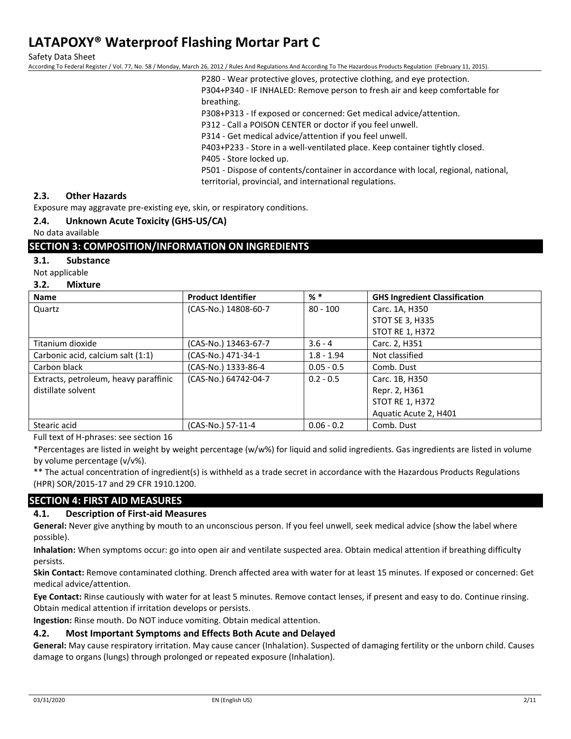P280 - Wear protective gloves, protective clothing, and eye protection.
P304+P340 - IF INHALED: Remove person to fresh air and keep comfortable for breathing.
P308+P313 - If exposed or concerned: Get medical advice/attention.
P312 - Call a POISON CENTER or doctor if you feel unwell.
P314 - Get medical advice/attention if you feel unwell.
P403+P233 - Store in a well-ventilated place. Keep container tightly closed.
P405 - Store locked up.
P501 - Dispose of contents/container in accordance with local, regional, national, territorial, provincial, and international regulations.

### 2.3. Other Hazards

Exposure may aggravate pre-existing eye, skin, or respiratory conditions.

### 2.4. Unknown Acute Toxicity (GHS-US/CA)

No data available

## SECTION 3: COMPOSITION/INFORMATION ON INGREDIENTS

### 3.1. Substance

Not applicable

### 3.2. Mixture

| Name | Product Identifier | % * | GHS Ingredient Classification |
|---|---|---|---|
| Quartz | (CAS-No.) 14808-60-7 | 80 - 100 | Carc. 1A, H350<br>STOT SE 3, H335<br>STOT RE 1, H372 |
| Titanium dioxide | (CAS-No.) 13463-67-7 | 3.6 - 4 | Carc. 2, H351 |
| Carbonic acid, calcium salt (1:1) | (CAS-No.) 471-34-1 | 1.8 - 1.94 | Not classified |
| Carbon black | (CAS-No.) 1333-86-4 | 0.05 - 0.5 | Comb. Dust |
| Extracts, petroleum, heavy paraffinic distillate solvent | (CAS-No.) 64742-04-7 | 0.2 - 0.5 | Carc. 1B, H350<br>Repr. 2, H361<br>STOT RE 1, H372<br>Aquatic Acute 2, H401 |
| Stearic acid | (CAS-No.) 57-11-4 | 0.06 - 0.2 | Comb. Dust |

Full text of H-phrases: see section 16

*Percentages are listed in weight by weight percentage (w/w%) for liquid and solid ingredients. Gas ingredients are listed in volume by volume percentage (v/v%).

** The actual concentration of ingredient(s) is withheld as a trade secret in accordance with the Hazardous Products Regulations (HPR) SOR/2015-17 and 29 CFR 1910.1200.

## SECTION 4: FIRST AID MEASURES

### 4.1. Description of First-aid Measures

**General:** Never give anything by mouth to an unconscious person. If you feel unwell, seek medical advice (show the label where possible).

**Inhalation:** When symptoms occur: go into open air and ventilate suspected area. Obtain medical attention if breathing difficulty persists.

**Skin Contact:** Remove contaminated clothing. Drench affected area with water for at least 15 minutes. If exposed or concerned: Get medical advice/attention.

**Eye Contact:** Rinse cautiously with water for at least 5 minutes. Remove contact lenses, if present and easy to do. Continue rinsing. Obtain medical attention if irritation develops or persists.

**Ingestion:** Rinse mouth. Do NOT induce vomiting. Obtain medical attention.

### 4.2. Most Important Symptoms and Effects Both Acute and Delayed

**General:** May cause respiratory irritation. May cause cancer (Inhalation). Suspected of damaging fertility or the unborn child. Causes damage to organs (lungs) through prolonged or repeated exposure (Inhalation).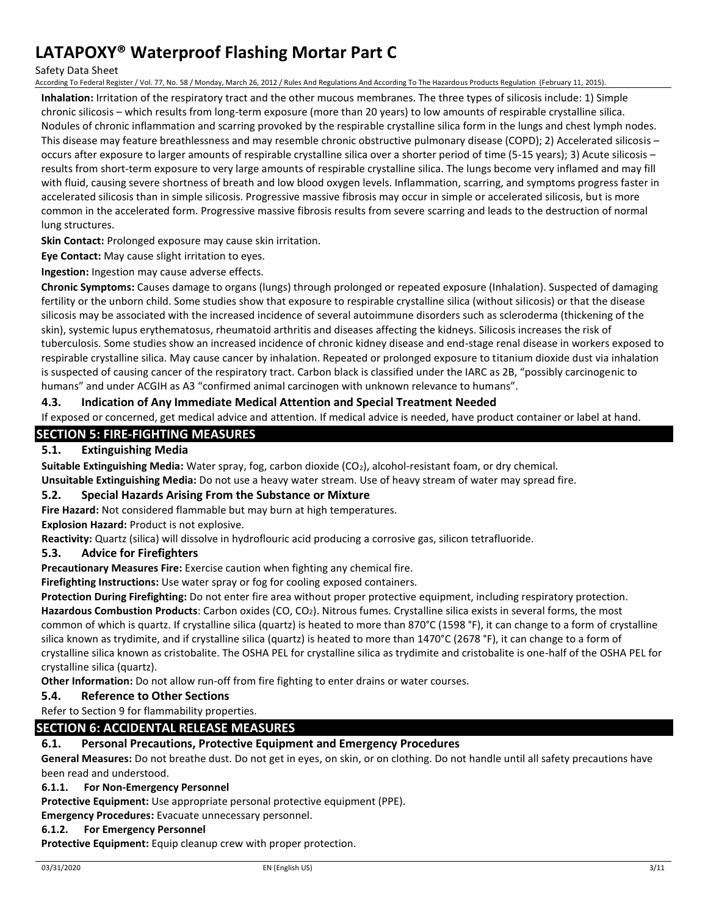**Inhalation:** Irritation of the respiratory tract and the other mucous membranes. The three types of silicosis include: 1) Simple chronic silicosis – which results from long-term exposure (more than 20 years) to low amounts of respirable crystalline silica. Nodules of chronic inflammation and scarring provoked by the respirable crystalline silica form in the lungs and chest lymph nodes. This disease may feature breathlessness and may resemble chronic obstructive pulmonary disease (COPD); 2) Accelerated silicosis – occurs after exposure to larger amounts of respirable crystalline silica over a shorter period of time (5-15 years); 3) Acute silicosis – results from short-term exposure to very large amounts of respirable crystalline silica. The lungs become very inflamed and may fill with fluid, causing severe shortness of breath and low blood oxygen levels. Inflammation, scarring, and symptoms progress faster in accelerated silicosis than in simple silicosis. Progressive massive fibrosis may occur in simple or accelerated silicosis, but is more common in the accelerated form. Progressive massive fibrosis results from severe scarring and leads to the destruction of normal lung structures.

**Skin Contact:** Prolonged exposure may cause skin irritation.

**Eye Contact:** May cause slight irritation to eyes.

**Ingestion:** Ingestion may cause adverse effects.

**Chronic Symptoms:** Causes damage to organs (lungs) through prolonged or repeated exposure (Inhalation). Suspected of damaging fertility or the unborn child. Some studies show that exposure to respirable crystalline silica (without silicosis) or that the disease silicosis may be associated with the increased incidence of several autoimmune disorders such as scleroderma (thickening of the skin), systemic lupus erythematosus, rheumatoid arthritis and diseases affecting the kidneys. Silicosis increases the risk of tuberculosis. Some studies show an increased incidence of chronic kidney disease and end-stage renal disease in workers exposed to respirable crystalline silica. May cause cancer by inhalation. Repeated or prolonged exposure to titanium dioxide dust via inhalation is suspected of causing cancer of the respiratory tract. Carbon black is classified under the IARC as 2B, "possibly carcinogenic to humans" and under ACGIH as A3 "confirmed animal carcinogen with unknown relevance to humans".

### 4.3. Indication of Any Immediate Medical Attention and Special Treatment Needed

If exposed or concerned, get medical advice and attention. If medical advice is needed, have product container or label at hand.

## SECTION 5: FIRE-FIGHTING MEASURES

### 5.1. Extinguishing Media

**Suitable Extinguishing Media:** Water spray, fog, carbon dioxide ($CO_2$), alcohol-resistant foam, or dry chemical.

**Unsuitable Extinguishing Media:** Do not use a heavy water stream. Use of heavy stream of water may spread fire.

### 5.2. Special Hazards Arising From the Substance or Mixture

**Fire Hazard:** Not considered flammable but may burn at high temperatures.

**Explosion Hazard:** Product is not explosive.

**Reactivity:** Quartz (silica) will dissolve in hydroflouric acid producing a corrosive gas, silicon tetrafluoride.

### 5.3. Advice for Firefighters

**Precautionary Measures Fire:** Exercise caution when fighting any chemical fire.

**Firefighting Instructions:** Use water spray or fog for cooling exposed containers.

**Protection During Firefighting:** Do not enter fire area without proper protective equipment, including respiratory protection.

**Hazardous Combustion Products**: Carbon oxides (CO, $CO_2$). Nitrous fumes. Crystalline silica exists in several forms, the most common of which is quartz. If crystalline silica (quartz) is heated to more than 870°C (1598 °F), it can change to a form of crystalline silica known as trydimite, and if crystalline silica (quartz) is heated to more than 1470°C (2678 °F), it can change to a form of crystalline silica known as cristobalite. The OSHA PEL for crystalline silica as trydimite and cristobalite is one-half of the OSHA PEL for crystalline silica (quartz).

**Other Information:** Do not allow run-off from fire fighting to enter drains or water courses.

### 5.4. Reference to Other Sections

Refer to Section 9 for flammability properties.

## SECTION 6: ACCIDENTAL RELEASE MEASURES

### 6.1. Personal Precautions, Protective Equipment and Emergency Procedures

**General Measures:** Do not breathe dust. Do not get in eyes, on skin, or on clothing. Do not handle until all safety precautions have been read and understood.

#### 6.1.1. For Non-Emergency Personnel

**Protective Equipment:** Use appropriate personal protective equipment (PPE).

**Emergency Procedures:** Evacuate unnecessary personnel.

#### 6.1.2. For Emergency Personnel

**Protective Equipment:** Equip cleanup crew with proper protection.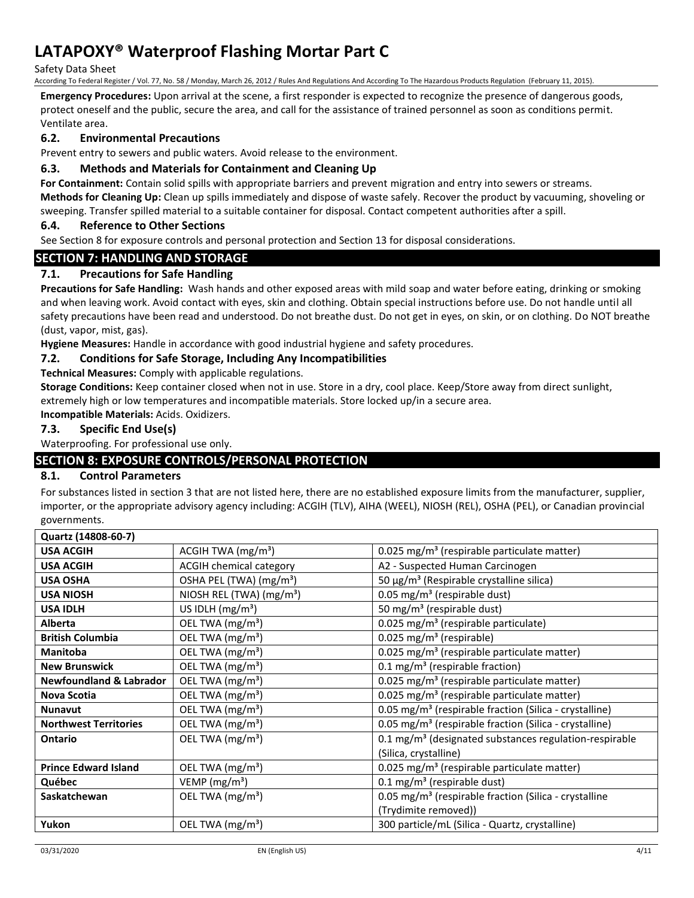**Emergency Procedures:** Upon arrival at the scene, a first responder is expected to recognize the presence of dangerous goods, protect oneself and the public, secure the area, and call for the assistance of trained personnel as soon as conditions permit. Ventilate area.

### 6.2. Environmental Precautions

Prevent entry to sewers and public waters. Avoid release to the environment.

### 6.3. Methods and Materials for Containment and Cleaning Up

**For Containment:** Contain solid spills with appropriate barriers and prevent migration and entry into sewers or streams.

**Methods for Cleaning Up:** Clean up spills immediately and dispose of waste safely. Recover the product by vacuuming, shoveling or sweeping. Transfer spilled material to a suitable container for disposal. Contact competent authorities after a spill.

### 6.4. Reference to Other Sections

See Section 8 for exposure controls and personal protection and Section 13 for disposal considerations.

## SECTION 7: HANDLING AND STORAGE

### 7.1. Precautions for Safe Handling

**Precautions for Safe Handling:** Wash hands and other exposed areas with mild soap and water before eating, drinking or smoking and when leaving work. Avoid contact with eyes, skin and clothing. Obtain special instructions before use. Do not handle until all safety precautions have been read and understood. Do not breathe dust. Do not get in eyes, on skin, or on clothing. Do NOT breathe (dust, vapor, mist, gas).

**Hygiene Measures:** Handle in accordance with good industrial hygiene and safety procedures.

### 7.2. Conditions for Safe Storage, Including Any Incompatibilities

**Technical Measures:** Comply with applicable regulations.

**Storage Conditions:** Keep container closed when not in use. Store in a dry, cool place. Keep/Store away from direct sunlight, extremely high or low temperatures and incompatible materials. Store locked up/in a secure area.

**Incompatible Materials:** Acids. Oxidizers.

### 7.3. Specific End Use(s)

Waterproofing. For professional use only.

## SECTION 8: EXPOSURE CONTROLS/PERSONAL PROTECTION

### 8.1. Control Parameters

For substances listed in section 3 that are not listed here, there are no established exposure limits from the manufacturer, supplier, importer, or the appropriate advisory agency including: ACGIH (TLV), AIHA (WEEL), NIOSH (REL), OSHA (PEL), or Canadian provincial governments.

| Quartz (14808-60-7) | | |
|---|---|---|
| **USA ACGIH** | ACGIH TWA (mg/m³) | 0.025 mg/m³ (respirable particulate matter) |
| **USA ACGIH** | ACGIH chemical category | A2 - Suspected Human Carcinogen |
| **USA OSHA** | OSHA PEL (TWA) (mg/m³) | 50 µg/m³ (Respirable crystalline silica) |
| **USA NIOSH** | NIOSH REL (TWA) (mg/m³) | 0.05 mg/m³ (respirable dust) |
| **USA IDLH** | US IDLH (mg/m³) | 50 mg/m³ (respirable dust) |
| **Alberta** | OEL TWA (mg/m³) | 0.025 mg/m³ (respirable particulate) |
| **British Columbia** | OEL TWA (mg/m³) | 0.025 mg/m³ (respirable) |
| **Manitoba** | OEL TWA (mg/m³) | 0.025 mg/m³ (respirable particulate matter) |
| **New Brunswick** | OEL TWA (mg/m³) | 0.1 mg/m³ (respirable fraction) |
| **Newfoundland & Labrador** | OEL TWA (mg/m³) | 0.025 mg/m³ (respirable particulate matter) |
| **Nova Scotia** | OEL TWA (mg/m³) | 0.025 mg/m³ (respirable particulate matter) |
| **Nunavut** | OEL TWA (mg/m³) | 0.05 mg/m³ (respirable fraction (Silica - crystalline) |
| **Northwest Territories** | OEL TWA (mg/m³) | 0.05 mg/m³ (respirable fraction (Silica - crystalline) |
| **Ontario** | OEL TWA (mg/m³) | 0.1 mg/m³ (designated substances regulation-respirable (Silica, crystalline) |
| **Prince Edward Island** | OEL TWA (mg/m³) | 0.025 mg/m³ (respirable particulate matter) |
| **Québec** | VEMP (mg/m³) | 0.1 mg/m³ (respirable dust) |
| **Saskatchewan** | OEL TWA (mg/m³) | 0.05 mg/m³ (respirable fraction (Silica - crystalline (Trydimite removed)) |
| **Yukon** | OEL TWA (mg/m³) | 300 particle/mL (Silica - Quartz, crystalline) |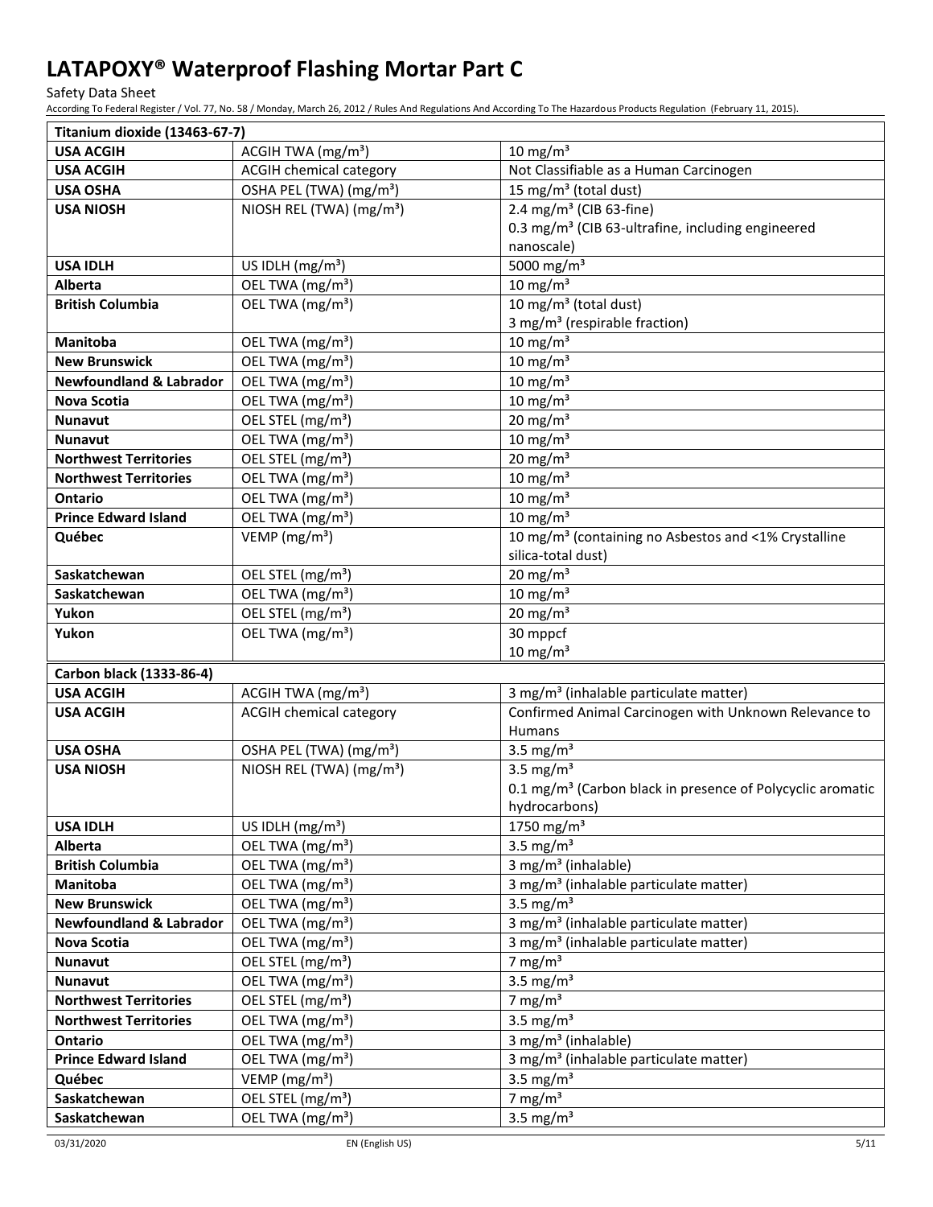| Titanium dioxide (13463-67-7) | | |
|---|---|---|
| **USA ACGIH** | ACGIH TWA (mg/m³) | 10 mg/m³ |
| **USA ACGIH** | ACGIH chemical category | Not Classifiable as a Human Carcinogen |
| **USA OSHA** | OSHA PEL (TWA) (mg/m³) | 15 mg/m³ (total dust) |
| **USA NIOSH** | NIOSH REL (TWA) (mg/m³) | 2.4 mg/m³ (CIB 63-fine)<br>0.3 mg/m³ (CIB 63-ultrafine, including engineered nanoscale) |
| **USA IDLH** | US IDLH (mg/m³) | 5000 mg/m³ |
| **Alberta** | OEL TWA (mg/m³) | 10 mg/m³ |
| **British Columbia** | OEL TWA (mg/m³) | 10 mg/m³ (total dust)<br>3 mg/m³ (respirable fraction) |
| **Manitoba** | OEL TWA (mg/m³) | 10 mg/m³ |
| **New Brunswick** | OEL TWA (mg/m³) | 10 mg/m³ |
| **Newfoundland & Labrador** | OEL TWA (mg/m³) | 10 mg/m³ |
| **Nova Scotia** | OEL TWA (mg/m³) | 10 mg/m³ |
| **Nunavut** | OEL STEL (mg/m³) | 20 mg/m³ |
| **Nunavut** | OEL TWA (mg/m³) | 10 mg/m³ |
| **Northwest Territories** | OEL STEL (mg/m³) | 20 mg/m³ |
| **Northwest Territories** | OEL TWA (mg/m³) | 10 mg/m³ |
| **Ontario** | OEL TWA (mg/m³) | 10 mg/m³ |
| **Prince Edward Island** | OEL TWA (mg/m³) | 10 mg/m³ |
| **Québec** | VEMP (mg/m³) | 10 mg/m³ (containing no Asbestos and <1% Crystalline silica-total dust) |
| **Saskatchewan** | OEL STEL (mg/m³) | 20 mg/m³ |
| **Saskatchewan** | OEL TWA (mg/m³) | 10 mg/m³ |
| **Yukon** | OEL STEL (mg/m³) | 20 mg/m³ |
| **Yukon** | OEL TWA (mg/m³) | 30 mppcf<br>10 mg/m³ |

| Carbon black (1333-86-4) | | |
|---|---|---|
| **USA ACGIH** | ACGIH TWA (mg/m³) | 3 mg/m³ (inhalable particulate matter) |
| **USA ACGIH** | ACGIH chemical category | Confirmed Animal Carcinogen with Unknown Relevance to Humans |
| **USA OSHA** | OSHA PEL (TWA) (mg/m³) | 3.5 mg/m³ |
| **USA NIOSH** | NIOSH REL (TWA) (mg/m³) | 3.5 mg/m³<br>0.1 mg/m³ (Carbon black in presence of Polycyclic aromatic hydrocarbons) |
| **USA IDLH** | US IDLH (mg/m³) | 1750 mg/m³ |
| **Alberta** | OEL TWA (mg/m³) | 3.5 mg/m³ |
| **British Columbia** | OEL TWA (mg/m³) | 3 mg/m³ (inhalable) |
| **Manitoba** | OEL TWA (mg/m³) | 3 mg/m³ (inhalable particulate matter) |
| **New Brunswick** | OEL TWA (mg/m³) | 3.5 mg/m³ |
| **Newfoundland & Labrador** | OEL TWA (mg/m³) | 3 mg/m³ (inhalable particulate matter) |
| **Nova Scotia** | OEL TWA (mg/m³) | 3 mg/m³ (inhalable particulate matter) |
| **Nunavut** | OEL STEL (mg/m³) | 7 mg/m³ |
| **Nunavut** | OEL TWA (mg/m³) | 3.5 mg/m³ |
| **Northwest Territories** | OEL STEL (mg/m³) | 7 mg/m³ |
| **Northwest Territories** | OEL TWA (mg/m³) | 3.5 mg/m³ |
| **Ontario** | OEL TWA (mg/m³) | 3 mg/m³ (inhalable) |
| **Prince Edward Island** | OEL TWA (mg/m³) | 3 mg/m³ (inhalable particulate matter) |
| **Québec** | VEMP (mg/m³) | 3.5 mg/m³ |
| **Saskatchewan** | OEL STEL (mg/m³) | 7 mg/m³ |
| **Saskatchewan** | OEL TWA (mg/m³) | 3.5 mg/m³ |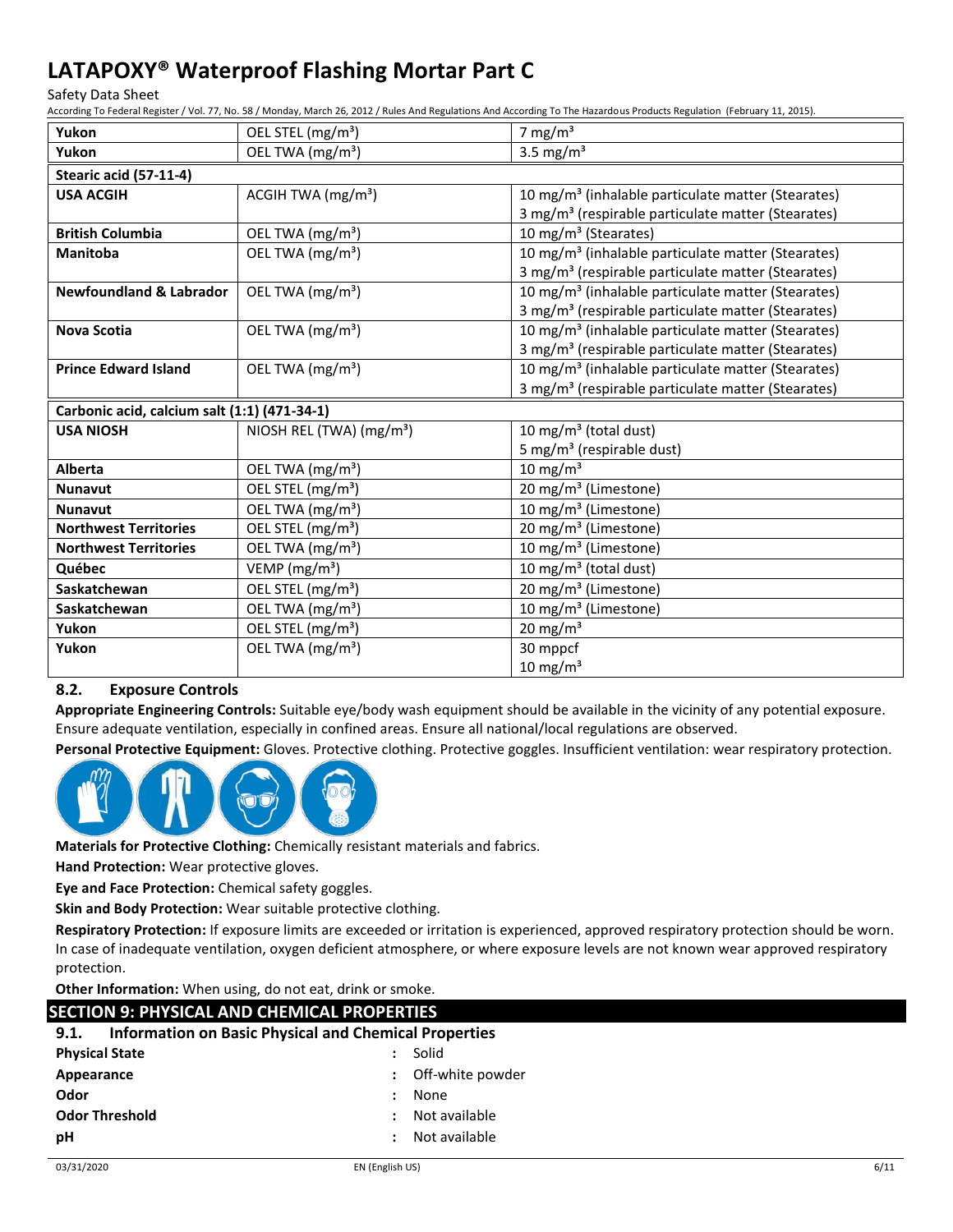| | | |
|---|---|---|
| **Yukon** | OEL STEL (mg/m³) | 7 mg/m³ |
| **Yukon** | OEL TWA (mg/m³) | 3.5 mg/m³ |
| **Stearic acid (57-11-4)** | | |
| **USA ACGIH** | ACGIH TWA (mg/m³) | 10 mg/m³ (inhalable particulate matter (Stearates)<br>3 mg/m³ (respirable particulate matter (Stearates) |
| **British Columbia** | OEL TWA (mg/m³) | 10 mg/m³ (Stearates) |
| **Manitoba** | OEL TWA (mg/m³) | 10 mg/m³ (inhalable particulate matter (Stearates)<br>3 mg/m³ (respirable particulate matter (Stearates) |
| **Newfoundland & Labrador** | OEL TWA (mg/m³) | 10 mg/m³ (inhalable particulate matter (Stearates)<br>3 mg/m³ (respirable particulate matter (Stearates) |
| **Nova Scotia** | OEL TWA (mg/m³) | 10 mg/m³ (inhalable particulate matter (Stearates)<br>3 mg/m³ (respirable particulate matter (Stearates) |
| **Prince Edward Island** | OEL TWA (mg/m³) | 10 mg/m³ (inhalable particulate matter (Stearates)<br>3 mg/m³ (respirable particulate matter (Stearates) |
| **Carbonic acid, calcium salt (1:1) (471-34-1)** | | |
| **USA NIOSH** | NIOSH REL (TWA) (mg/m³) | 10 mg/m³ (total dust)<br>5 mg/m³ (respirable dust) |
| **Alberta** | OEL TWA (mg/m³) | 10 mg/m³ |
| **Nunavut** | OEL STEL (mg/m³) | 20 mg/m³ (Limestone) |
| **Nunavut** | OEL TWA (mg/m³) | 10 mg/m³ (Limestone) |
| **Northwest Territories** | OEL STEL (mg/m³) | 20 mg/m³ (Limestone) |
| **Northwest Territories** | OEL TWA (mg/m³) | 10 mg/m³ (Limestone) |
| **Québec** | VEMP (mg/m³) | 10 mg/m³ (total dust) |
| **Saskatchewan** | OEL STEL (mg/m³) | 20 mg/m³ (Limestone) |
| **Saskatchewan** | OEL TWA (mg/m³) | 10 mg/m³ (Limestone) |
| **Yukon** | OEL STEL (mg/m³) | 20 mg/m³ |
| **Yukon** | OEL TWA (mg/m³) | 30 mppcf<br>10 mg/m³ |

### 8.2. Exposure Controls

**Appropriate Engineering Controls:** Suitable eye/body wash equipment should be available in the vicinity of any potential exposure. Ensure adequate ventilation, especially in confined areas. Ensure all national/local regulations are observed.

**Personal Protective Equipment:** Gloves. Protective clothing. Protective goggles. Insufficient ventilation: wear respiratory protection.

**Materials for Protective Clothing:** Chemically resistant materials and fabrics.

**Hand Protection:** Wear protective gloves.

**Eye and Face Protection:** Chemical safety goggles.

**Skin and Body Protection:** Wear suitable protective clothing.

**Respiratory Protection:** If exposure limits are exceeded or irritation is experienced, approved respiratory protection should be worn. In case of inadequate ventilation, oxygen deficient atmosphere, or where exposure levels are not known wear approved respiratory protection.

**Other Information:** When using, do not eat, drink or smoke.

## SECTION 9: PHYSICAL AND CHEMICAL PROPERTIES

### 9.1. Information on Basic Physical and Chemical Properties

| | | |
|---|---|---|
| **Physical State** | : | Solid |
| **Appearance** | : | Off-white powder |
| **Odor** | : | None |
| **Odor Threshold** | : | Not available |
| **pH** | : | Not available |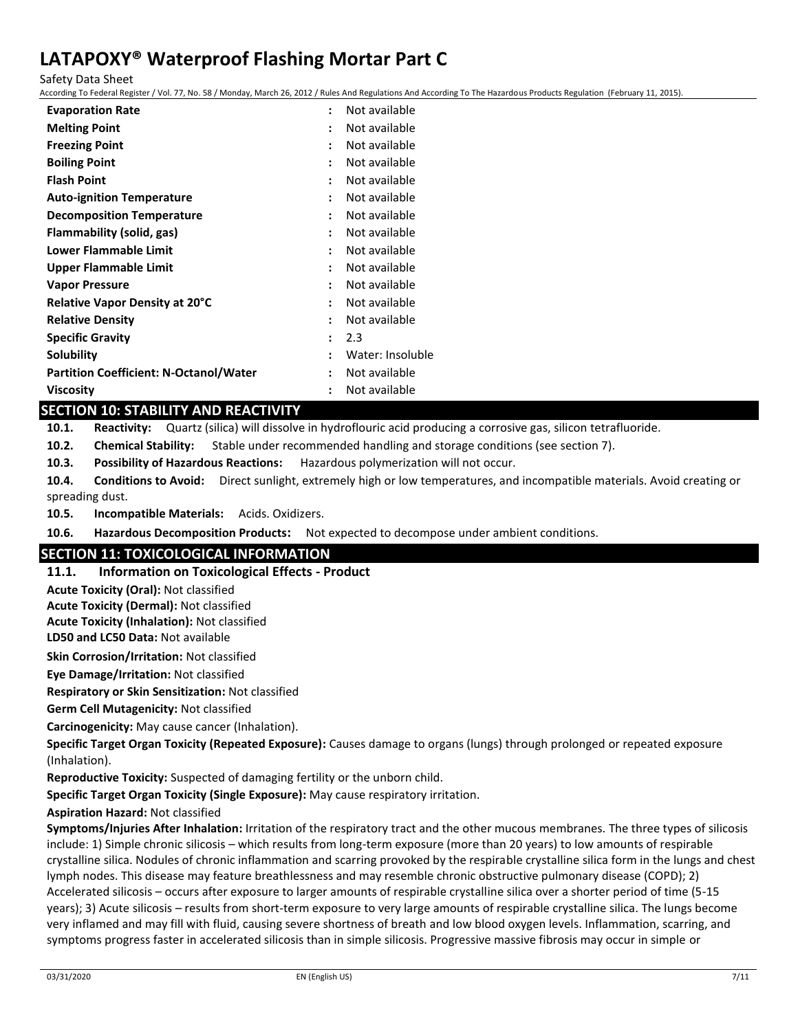| | |
|---|---|
| **Evaporation Rate** | : Not available |
| **Melting Point** | : Not available |
| **Freezing Point** | : Not available |
| **Boiling Point** | : Not available |
| **Flash Point** | : Not available |
| **Auto-ignition Temperature** | : Not available |
| **Decomposition Temperature** | : Not available |
| **Flammability (solid, gas)** | : Not available |
| **Lower Flammable Limit** | : Not available |
| **Upper Flammable Limit** | : Not available |
| **Vapor Pressure** | : Not available |
| **Relative Vapor Density at 20°C** | : Not available |
| **Relative Density** | : Not available |
| **Specific Gravity** | : 2.3 |
| **Solubility** | : Water: Insoluble |
| **Partition Coefficient: N-Octanol/Water** | : Not available |
| **Viscosity** | : Not available |

## SECTION 10: STABILITY AND REACTIVITY

**10.1. Reactivity:** Quartz (silica) will dissolve in hydroflouric acid producing a corrosive gas, silicon tetrafluoride.

**10.2. Chemical Stability:** Stable under recommended handling and storage conditions (see section 7).

**10.3. Possibility of Hazardous Reactions:** Hazardous polymerization will not occur.

**10.4. Conditions to Avoid:** Direct sunlight, extremely high or low temperatures, and incompatible materials. Avoid creating or spreading dust.

**10.5. Incompatible Materials:** Acids. Oxidizers.

**10.6. Hazardous Decomposition Products:** Not expected to decompose under ambient conditions.

## SECTION 11: TOXICOLOGICAL INFORMATION

### 11.1. Information on Toxicological Effects - Product

**Acute Toxicity (Oral):** Not classified

**Acute Toxicity (Dermal):** Not classified

**Acute Toxicity (Inhalation):** Not classified

**LD50 and LC50 Data:** Not available

**Skin Corrosion/Irritation:** Not classified

**Eye Damage/Irritation:** Not classified

**Respiratory or Skin Sensitization:** Not classified

**Germ Cell Mutagenicity:** Not classified

**Carcinogenicity:** May cause cancer (Inhalation).

**Specific Target Organ Toxicity (Repeated Exposure):** Causes damage to organs (lungs) through prolonged or repeated exposure (Inhalation).

**Reproductive Toxicity:** Suspected of damaging fertility or the unborn child.

**Specific Target Organ Toxicity (Single Exposure):** May cause respiratory irritation.

**Aspiration Hazard:** Not classified

**Symptoms/Injuries After Inhalation:** Irritation of the respiratory tract and the other mucous membranes. The three types of silicosis include: 1) Simple chronic silicosis – which results from long-term exposure (more than 20 years) to low amounts of respirable crystalline silica. Nodules of chronic inflammation and scarring provoked by the respirable crystalline silica form in the lungs and chest lymph nodes. This disease may feature breathlessness and may resemble chronic obstructive pulmonary disease (COPD); 2) Accelerated silicosis – occurs after exposure to larger amounts of respirable crystalline silica over a shorter period of time (5-15 years); 3) Acute silicosis – results from short-term exposure to very large amounts of respirable crystalline silica. The lungs become very inflamed and may fill with fluid, causing severe shortness of breath and low blood oxygen levels. Inflammation, scarring, and symptoms progress faster in accelerated silicosis than in simple silicosis. Progressive massive fibrosis may occur in simple or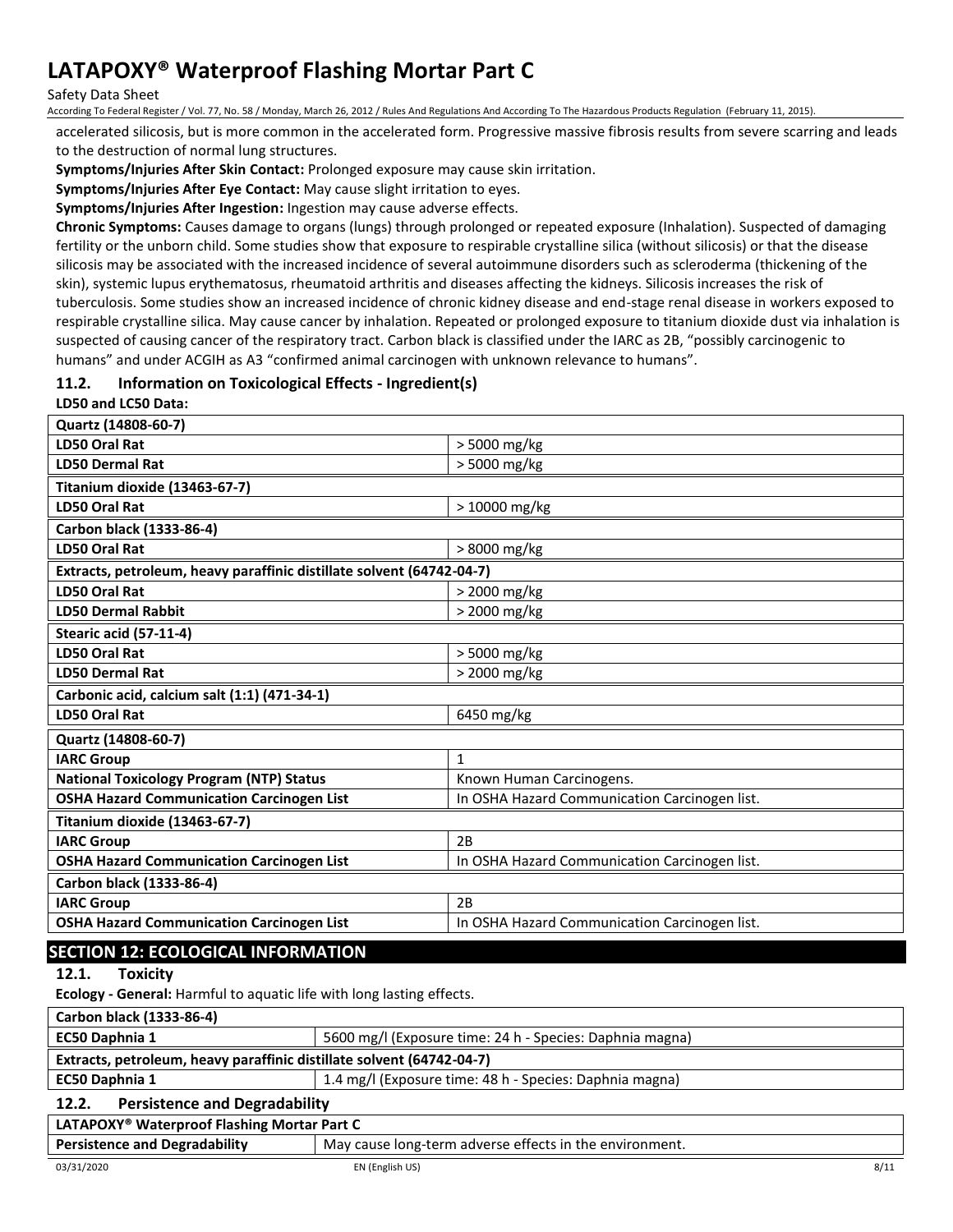accelerated silicosis, but is more common in the accelerated form. Progressive massive fibrosis results from severe scarring and leads to the destruction of normal lung structures.

**Symptoms/Injuries After Skin Contact:** Prolonged exposure may cause skin irritation.

**Symptoms/Injuries After Eye Contact:** May cause slight irritation to eyes.

**Symptoms/Injuries After Ingestion:** Ingestion may cause adverse effects.

**Chronic Symptoms:** Causes damage to organs (lungs) through prolonged or repeated exposure (Inhalation). Suspected of damaging fertility or the unborn child. Some studies show that exposure to respirable crystalline silica (without silicosis) or that the disease silicosis may be associated with the increased incidence of several autoimmune disorders such as scleroderma (thickening of the skin), systemic lupus erythematosus, rheumatoid arthritis and diseases affecting the kidneys. Silicosis increases the risk of tuberculosis. Some studies show an increased incidence of chronic kidney disease and end-stage renal disease in workers exposed to respirable crystalline silica. May cause cancer by inhalation. Repeated or prolonged exposure to titanium dioxide dust via inhalation is suspected of causing cancer of the respiratory tract. Carbon black is classified under the IARC as 2B, "possibly carcinogenic to humans" and under ACGIH as A3 "confirmed animal carcinogen with unknown relevance to humans".

### 11.2. Information on Toxicological Effects - Ingredient(s)

**LD50 and LC50 Data:**

| **Quartz (14808-60-7)** | |
|---|---|
| **LD50 Oral Rat** | > 5000 mg/kg |
| **LD50 Dermal Rat** | > 5000 mg/kg |
| **Titanium dioxide (13463-67-7)** | |
| **LD50 Oral Rat** | > 10000 mg/kg |
| **Carbon black (1333-86-4)** | |
| **LD50 Oral Rat** | > 8000 mg/kg |
| **Extracts, petroleum, heavy paraffinic distillate solvent (64742-04-7)** | |
| **LD50 Oral Rat** | > 2000 mg/kg |
| **LD50 Dermal Rabbit** | > 2000 mg/kg |
| **Stearic acid (57-11-4)** | |
| **LD50 Oral Rat** | > 5000 mg/kg |
| **LD50 Dermal Rat** | > 2000 mg/kg |
| **Carbonic acid, calcium salt (1:1) (471-34-1)** | |
| **LD50 Oral Rat** | 6450 mg/kg |
| **Quartz (14808-60-7)** | |
| **IARC Group** | 1 |
| **National Toxicology Program (NTP) Status** | Known Human Carcinogens. |
| **OSHA Hazard Communication Carcinogen List** | In OSHA Hazard Communication Carcinogen list. |
| **Titanium dioxide (13463-67-7)** | |
| **IARC Group** | 2B |
| **OSHA Hazard Communication Carcinogen List** | In OSHA Hazard Communication Carcinogen list. |
| **Carbon black (1333-86-4)** | |
| **IARC Group** | 2B |
| **OSHA Hazard Communication Carcinogen List** | In OSHA Hazard Communication Carcinogen list. |

## SECTION 12: ECOLOGICAL INFORMATION

### 12.1. Toxicity

**Ecology - General:** Harmful to aquatic life with long lasting effects.

| **Carbon black (1333-86-4)** | |
|---|---|
| **EC50 Daphnia 1** | 5600 mg/l (Exposure time: 24 h - Species: Daphnia magna) |
| **Extracts, petroleum, heavy paraffinic distillate solvent (64742-04-7)** | |
| **EC50 Daphnia 1** | 1.4 mg/l (Exposure time: 48 h - Species: Daphnia magna) |

### 12.2. Persistence and Degradability

| **LATAPOXY® Waterproof Flashing Mortar Part C** | |
|---|---|
| **Persistence and Degradability** | May cause long-term adverse effects in the environment. |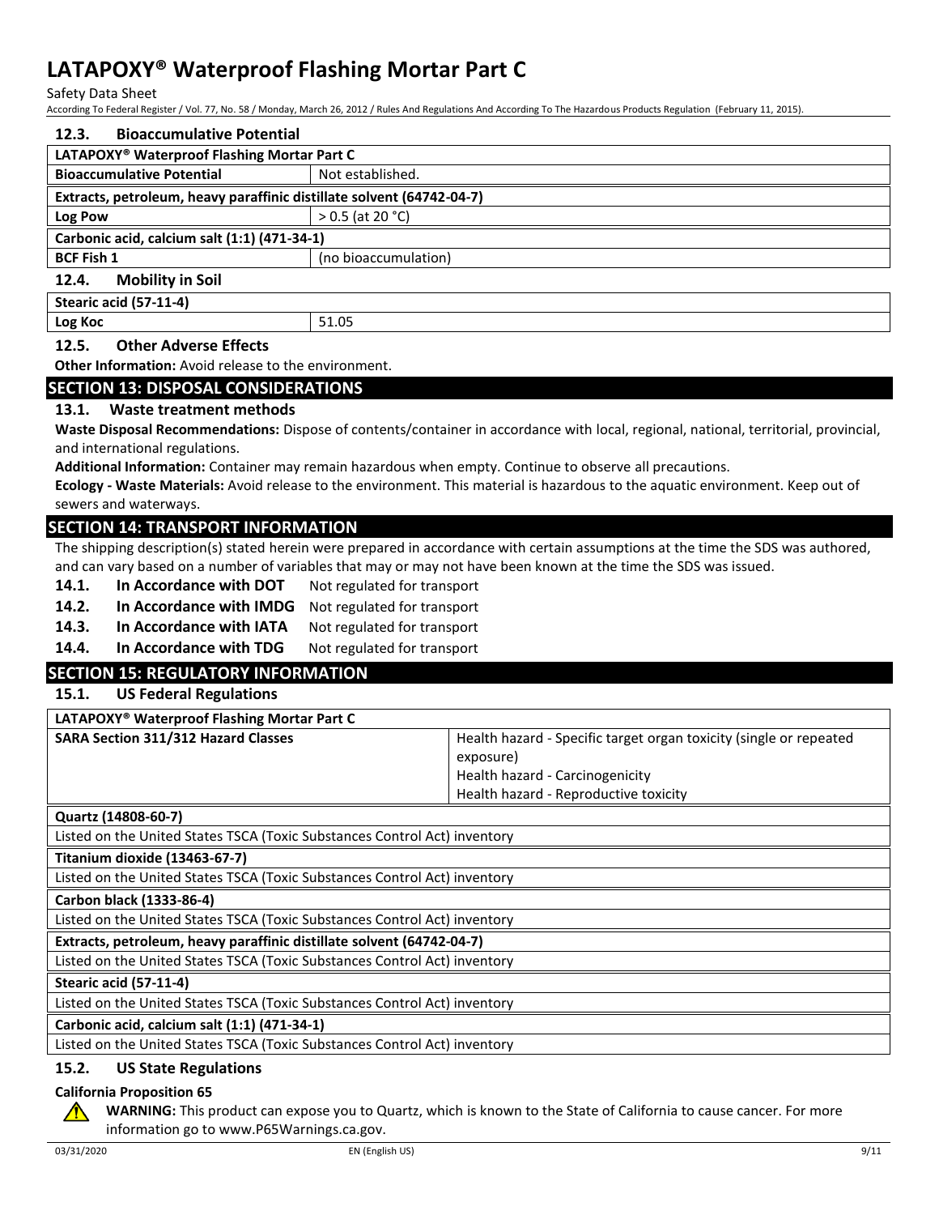### 12.3. Bioaccumulative Potential

| LATAPOXY® Waterproof Flashing Mortar Part C | |
|---|---|
| Bioaccumulative Potential | Not established. |
| **Extracts, petroleum, heavy paraffinic distillate solvent (64742-04-7)** | |
| Log Pow | > 0.5 (at 20 °C) |
| **Carbonic acid, calcium salt (1:1) (471-34-1)** | |
| BCF Fish 1 | (no bioaccumulation) |

### 12.4. Mobility in Soil

| Stearic acid (57-11-4) | |
|---|---|
| Log Koc | 51.05 |

### 12.5. Other Adverse Effects

**Other Information:** Avoid release to the environment.

## SECTION 13: DISPOSAL CONSIDERATIONS

### 13.1. Waste treatment methods

**Waste Disposal Recommendations:** Dispose of contents/container in accordance with local, regional, national, territorial, provincial, and international regulations.

**Additional Information:** Container may remain hazardous when empty. Continue to observe all precautions.

**Ecology - Waste Materials:** Avoid release to the environment. This material is hazardous to the aquatic environment. Keep out of sewers and waterways.

## SECTION 14: TRANSPORT INFORMATION

The shipping description(s) stated herein were prepared in accordance with certain assumptions at the time the SDS was authored, and can vary based on a number of variables that may or may not have been known at the time the SDS was issued.

**14.1. In Accordance with DOT** Not regulated for transport

**14.2. In Accordance with IMDG** Not regulated for transport

**14.3. In Accordance with IATA** Not regulated for transport

**14.4. In Accordance with TDG** Not regulated for transport

## SECTION 15: REGULATORY INFORMATION

### 15.1. US Federal Regulations

| LATAPOXY® Waterproof Flashing Mortar Part C | |
|---|---|
| SARA Section 311/312 Hazard Classes | Health hazard - Specific target organ toxicity (single or repeated exposure)<br>Health hazard - Carcinogenicity<br>Health hazard - Reproductive toxicity |

| Quartz (14808-60-7) |
|---|
| Listed on the United States TSCA (Toxic Substances Control Act) inventory |
| **Titanium dioxide (13463-67-7)** |
| Listed on the United States TSCA (Toxic Substances Control Act) inventory |
| **Carbon black (1333-86-4)** |
| Listed on the United States TSCA (Toxic Substances Control Act) inventory |
| **Extracts, petroleum, heavy paraffinic distillate solvent (64742-04-7)** |
| Listed on the United States TSCA (Toxic Substances Control Act) inventory |
| **Stearic acid (57-11-4)** |
| Listed on the United States TSCA (Toxic Substances Control Act) inventory |
| **Carbonic acid, calcium salt (1:1) (471-34-1)** |
| Listed on the United States TSCA (Toxic Substances Control Act) inventory |

### 15.2. US State Regulations

**California Proposition 65**

**WARNING:** This product can expose you to Quartz, which is known to the State of California to cause cancer. For more information go to www.P65Warnings.ca.gov.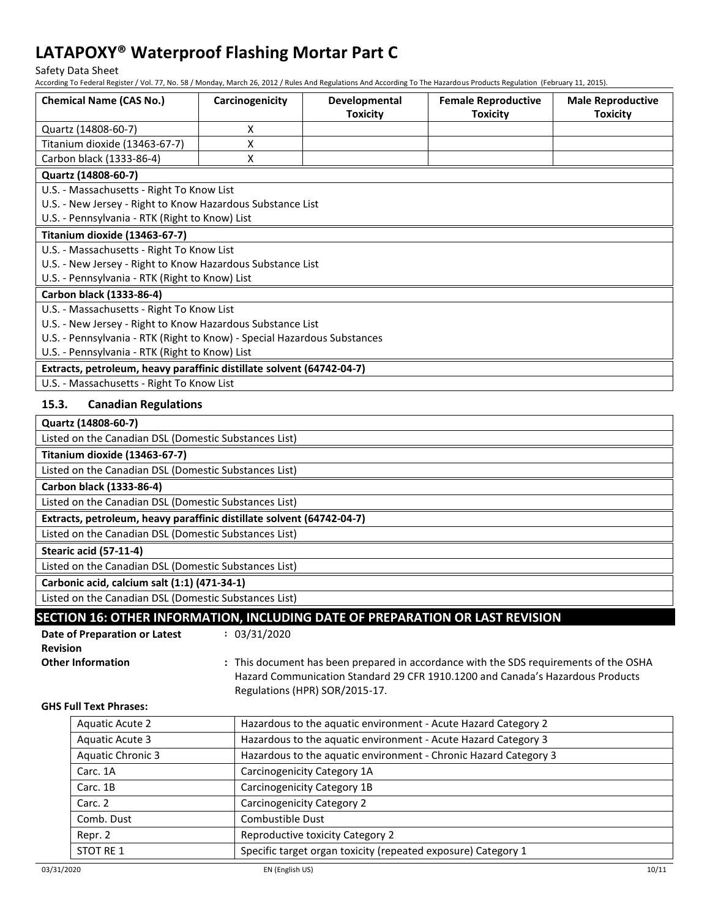| Chemical Name (CAS No.) | Carcinogenicity | Developmental Toxicity | Female Reproductive Toxicity | Male Reproductive Toxicity |
|---|---|---|---|---|
| Quartz (14808-60-7) | X | | | |
| Titanium dioxide (13463-67-7) | X | | | |
| Carbon black (1333-86-4) | X | | | |

**Quartz (14808-60-7)**

U.S. - Massachusetts - Right To Know List
U.S. - New Jersey - Right to Know Hazardous Substance List
U.S. - Pennsylvania - RTK (Right to Know) List

**Titanium dioxide (13463-67-7)**

U.S. - Massachusetts - Right To Know List
U.S. - New Jersey - Right to Know Hazardous Substance List
U.S. - Pennsylvania - RTK (Right to Know) List

**Carbon black (1333-86-4)**

U.S. - Massachusetts - Right To Know List
U.S. - New Jersey - Right to Know Hazardous Substance List
U.S. - Pennsylvania - RTK (Right to Know) - Special Hazardous Substances
U.S. - Pennsylvania - RTK (Right to Know) List

**Extracts, petroleum, heavy paraffinic distillate solvent (64742-04-7)**

U.S. - Massachusetts - Right To Know List

### 15.3. Canadian Regulations

**Quartz (14808-60-7)**

Listed on the Canadian DSL (Domestic Substances List)

**Titanium dioxide (13463-67-7)**

Listed on the Canadian DSL (Domestic Substances List)

**Carbon black (1333-86-4)**

Listed on the Canadian DSL (Domestic Substances List)

**Extracts, petroleum, heavy paraffinic distillate solvent (64742-04-7)**

Listed on the Canadian DSL (Domestic Substances List)

**Stearic acid (57-11-4)**

Listed on the Canadian DSL (Domestic Substances List)

**Carbonic acid, calcium salt (1:1) (471-34-1)**

Listed on the Canadian DSL (Domestic Substances List)

## SECTION 16: OTHER INFORMATION, INCLUDING DATE OF PREPARATION OR LAST REVISION

**Date of Preparation or Latest Revision** : 03/31/2020

**Other Information** : This document has been prepared in accordance with the SDS requirements of the OSHA Hazard Communication Standard 29 CFR 1910.1200 and Canada's Hazardous Products Regulations (HPR) SOR/2015-17.

**GHS Full Text Phrases:**

| | |
|---|---|
| Aquatic Acute 2 | Hazardous to the aquatic environment - Acute Hazard Category 2 |
| Aquatic Acute 3 | Hazardous to the aquatic environment - Acute Hazard Category 3 |
| Aquatic Chronic 3 | Hazardous to the aquatic environment - Chronic Hazard Category 3 |
| Carc. 1A | Carcinogenicity Category 1A |
| Carc. 1B | Carcinogenicity Category 1B |
| Carc. 2 | Carcinogenicity Category 2 |
| Comb. Dust | Combustible Dust |
| Repr. 2 | Reproductive toxicity Category 2 |
| STOT RE 1 | Specific target organ toxicity (repeated exposure) Category 1 |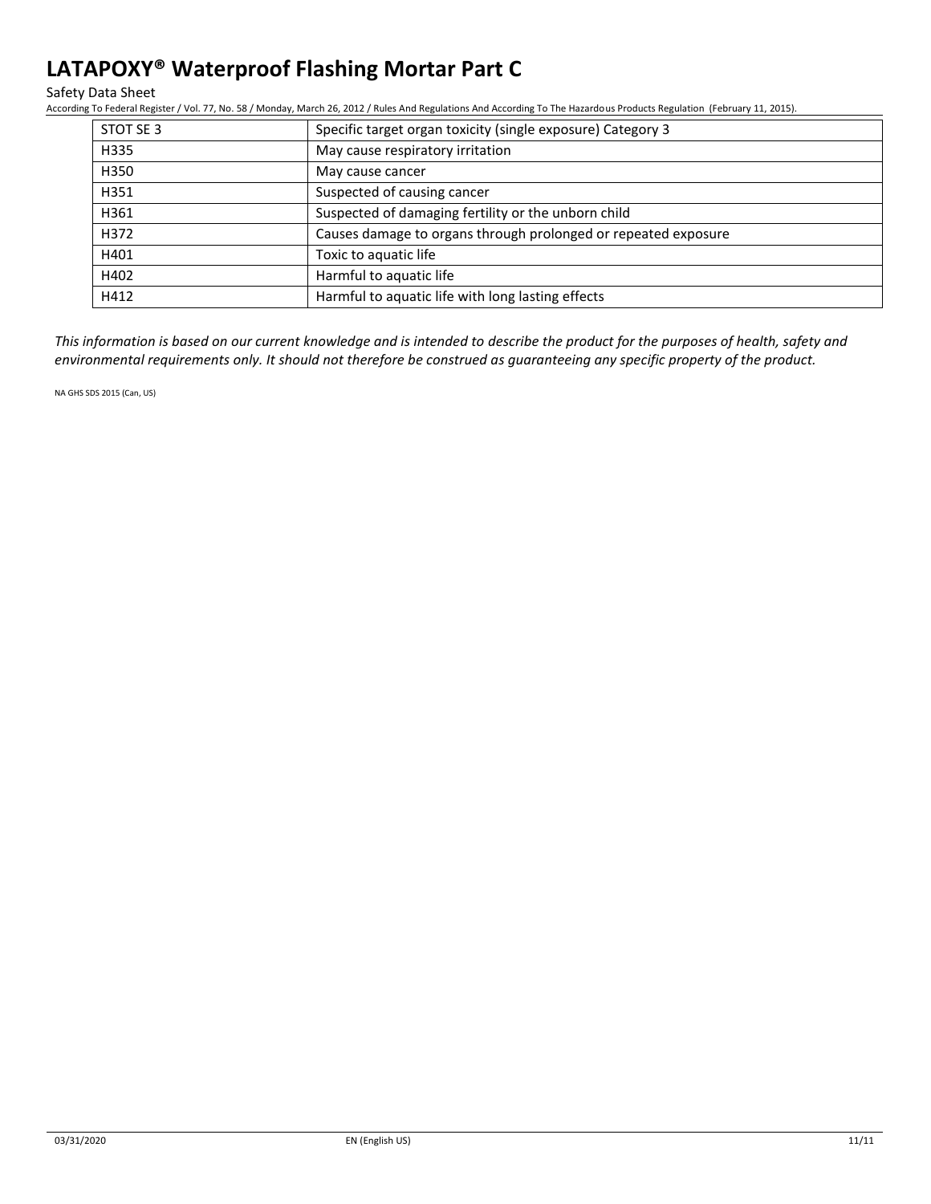| | |
|---|---|
| STOT SE 3 | Specific target organ toxicity (single exposure) Category 3 |
| H335 | May cause respiratory irritation |
| H350 | May cause cancer |
| H351 | Suspected of causing cancer |
| H361 | Suspected of damaging fertility or the unborn child |
| H372 | Causes damage to organs through prolonged or repeated exposure |
| H401 | Toxic to aquatic life |
| H402 | Harmful to aquatic life |
| H412 | Harmful to aquatic life with long lasting effects |

*This information is based on our current knowledge and is intended to describe the product for the purposes of health, safety and environmental requirements only. It should not therefore be construed as guaranteeing any specific property of the product.*

NA GHS SDS 2015 (Can, US)